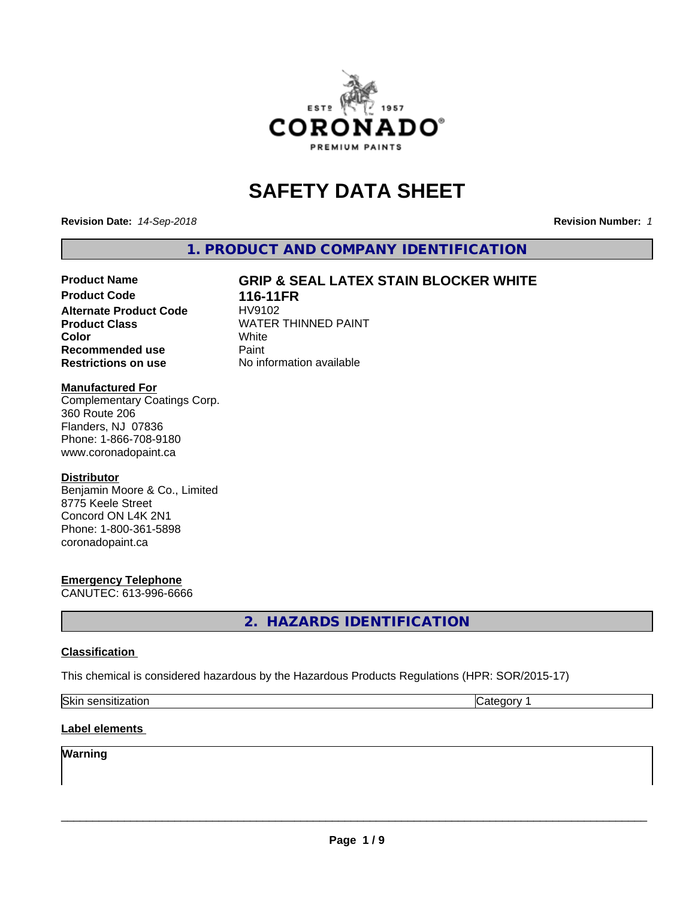# SAFETY DATA SHEET

**Revision Date:** *14-Sep-2018* **Revision Number:** *1*

## 1. PRODUCT AND COMPANY IDENTIFICATION

| | |
|---|---|
| **Product Name** | **GRIP & SEAL LATEX STAIN BLOCKER WHITE** |
| **Product Code** | **116-11FR** |
| **Alternate Product Code** | HV9102 |
| **Product Class** | WATER THINNED PAINT |
| **Color** | White |
| **Recommended use** | Paint |
| **Restrictions on use** | No information available |

**Manufactured For**
Complementary Coatings Corp.
360 Route 206
Flanders, NJ 07836
Phone: 1-866-708-9180
www.coronadopaint.ca

**Distributor**
Benjamin Moore & Co., Limited
8775 Keele Street
Concord ON L4K 2N1
Phone: 1-800-361-5898
coronadopaint.ca

**Emergency Telephone**
CANUTEC: 613-996-6666

## 2. HAZARDS IDENTIFICATION

**Classification**

This chemical is considered hazardous by the Hazardous Products Regulations (HPR: SOR/2015-17)

| | |
|---|---|
| Skin sensitization | Category 1 |

**Label elements**

**Warning**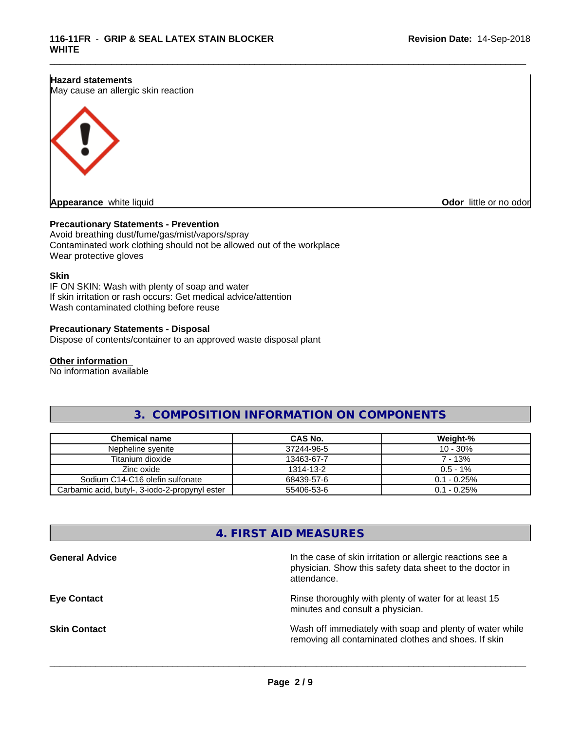**Hazard statements**
May cause an allergic skin reaction

**Appearance** white liquid

**Odor** little or no odor

**Precautionary Statements - Prevention**
Avoid breathing dust/fume/gas/mist/vapors/spray
Contaminated work clothing should not be allowed out of the workplace
Wear protective gloves

**Skin**
IF ON SKIN: Wash with plenty of soap and water
If skin irritation or rash occurs: Get medical advice/attention
Wash contaminated clothing before reuse

**Precautionary Statements - Disposal**
Dispose of contents/container to an approved waste disposal plant

**Other information**
No information available

## 3. COMPOSITION INFORMATION ON COMPONENTS

| Chemical name | CAS No. | Weight-% |
| --- | --- | --- |
| Nepheline syenite | 37244-96-5 | 10 - 30% |
| Titanium dioxide | 13463-67-7 | 7 - 13% |
| Zinc oxide | 1314-13-2 | 0.5 - 1% |
| Sodium C14-C16 olefin sulfonate | 68439-57-6 | 0.1 - 0.25% |
| Carbamic acid, butyl-, 3-iodo-2-propynyl ester | 55406-53-6 | 0.1 - 0.25% |

## 4. FIRST AID MEASURES

**General Advice**
In the case of skin irritation or allergic reactions see a physician. Show this safety data sheet to the doctor in attendance.

**Eye Contact**
Rinse thoroughly with plenty of water for at least 15 minutes and consult a physician.

**Skin Contact**
Wash off immediately with soap and plenty of water while removing all contaminated clothes and shoes. If skin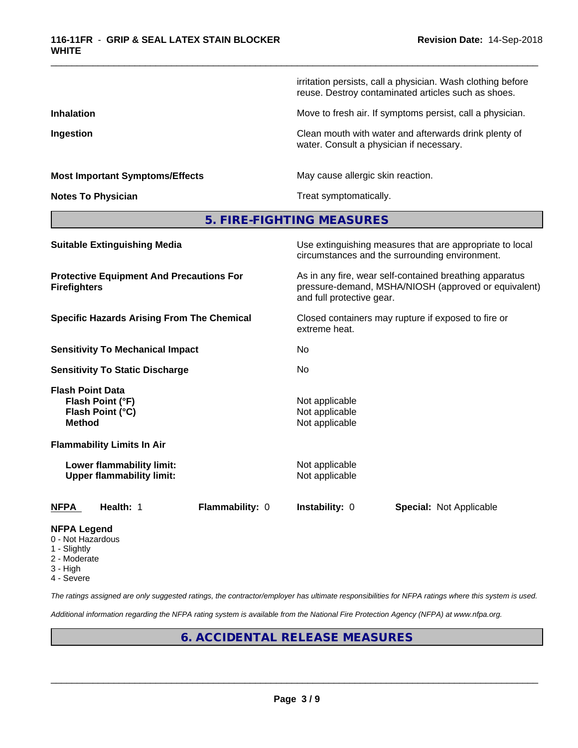| | |
|---|---|
| | irritation persists, call a physician. Wash clothing before reuse. Destroy contaminated articles such as shoes. |
| **Inhalation** | Move to fresh air. If symptoms persist, call a physician. |
| **Ingestion** | Clean mouth with water and afterwards drink plenty of water. Consult a physician if necessary. |
| **Most Important Symptoms/Effects** | May cause allergic skin reaction. |
| **Notes To Physician** | Treat symptomatically. |

## 5. FIRE-FIGHTING MEASURES

| | |
|---|---|
| **Suitable Extinguishing Media** | Use extinguishing measures that are appropriate to local circumstances and the surrounding environment. |
| **Protective Equipment And Precautions For Firefighters** | As in any fire, wear self-contained breathing apparatus pressure-demand, MSHA/NIOSH (approved or equivalent) and full protective gear. |
| **Specific Hazards Arising From The Chemical** | Closed containers may rupture if exposed to fire or extreme heat. |
| **Sensitivity To Mechanical Impact** | No |
| **Sensitivity To Static Discharge** | No |

**Flash Point Data**

| | |
|---|---|
| **Flash Point (°F)** | Not applicable |
| **Flash Point (°C)** | Not applicable |
| **Method** | Not applicable |

**Flammability Limits In Air**

| | |
|---|---|
| **Lower flammability limit:** | Not applicable |
| **Upper flammability limit:** | Not applicable |

| **NFPA** | **Health:** 1 | **Flammability:** 0 | **Instability:** 0 | **Special:** Not Applicable |
|---|---|---|---|---|

**NFPA Legend**
- 0 - Not Hazardous
- 1 - Slightly
- 2 - Moderate
- 3 - High
- 4 - Severe

*The ratings assigned are only suggested ratings, the contractor/employer has ultimate responsibilities for NFPA ratings where this system is used.*

*Additional information regarding the NFPA rating system is available from the National Fire Protection Agency (NFPA) at www.nfpa.org.*

## 6. ACCIDENTAL RELEASE MEASURES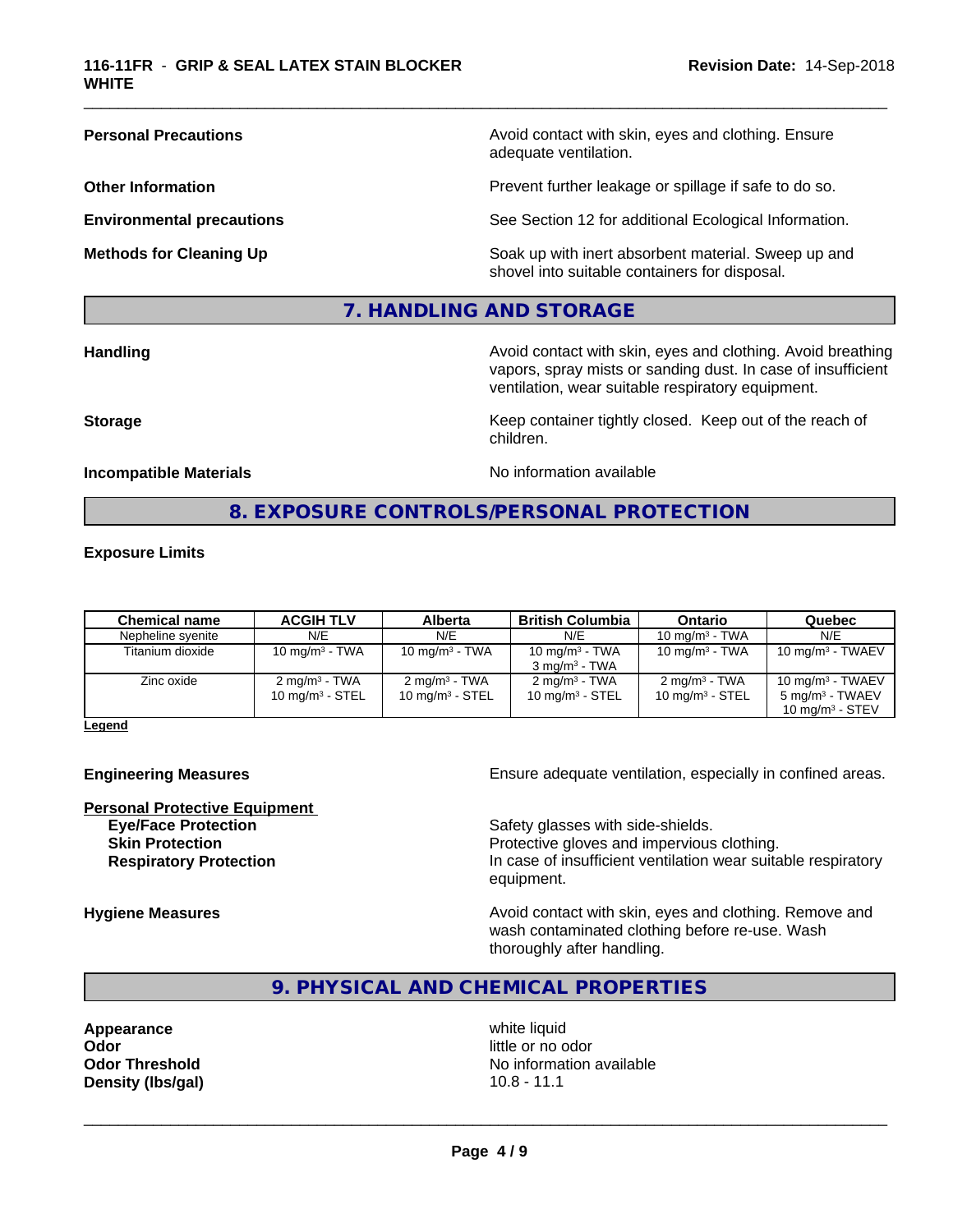| | |
|---|---|
| **Personal Precautions** | Avoid contact with skin, eyes and clothing. Ensure adequate ventilation. |
| **Other Information** | Prevent further leakage or spillage if safe to do so. |
| **Environmental precautions** | See Section 12 for additional Ecological Information. |
| **Methods for Cleaning Up** | Soak up with inert absorbent material. Sweep up and shovel into suitable containers for disposal. |

## 7. HANDLING AND STORAGE

| | |
|---|---|
| **Handling** | Avoid contact with skin, eyes and clothing. Avoid breathing vapors, spray mists or sanding dust. In case of insufficient ventilation, wear suitable respiratory equipment. |
| **Storage** | Keep container tightly closed. Keep out of the reach of children. |
| **Incompatible Materials** | No information available |

## 8. EXPOSURE CONTROLS/PERSONAL PROTECTION

**Exposure Limits**

| Chemical name | ACGIH TLV | Alberta | British Columbia | Ontario | Quebec |
|---|---|---|---|---|---|
| Nepheline syenite | N/E | N/E | N/E | 10 mg/m³ - TWA | N/E |
| Titanium dioxide | 10 mg/m³ - TWA | 10 mg/m³ - TWA | 10 mg/m³ - TWA<br>3 mg/m³ - TWA | 10 mg/m³ - TWA | 10 mg/m³ - TWAEV |
| Zinc oxide | 2 mg/m³ - TWA<br>10 mg/m³ - STEL | 2 mg/m³ - TWA<br>10 mg/m³ - STEL | 2 mg/m³ - TWA<br>10 mg/m³ - STEL | 2 mg/m³ - TWA<br>10 mg/m³ - STEL | 10 mg/m³ - TWAEV<br>5 mg/m³ - TWAEV<br>10 mg/m³ - STEV |

**Legend**

**Engineering Measures** — Ensure adequate ventilation, especially in confined areas.

**Personal Protective Equipment**

- **Eye/Face Protection** — Safety glasses with side-shields.
- **Skin Protection** — Protective gloves and impervious clothing.
- **Respiratory Protection** — In case of insufficient ventilation wear suitable respiratory equipment.

**Hygiene Measures** — Avoid contact with skin, eyes and clothing. Remove and wash contaminated clothing before re-use. Wash thoroughly after handling.

## 9. PHYSICAL AND CHEMICAL PROPERTIES

| | |
|---|---|
| **Appearance** | white liquid |
| **Odor** | little or no odor |
| **Odor Threshold** | No information available |
| **Density (lbs/gal)** | 10.8 - 11.1 |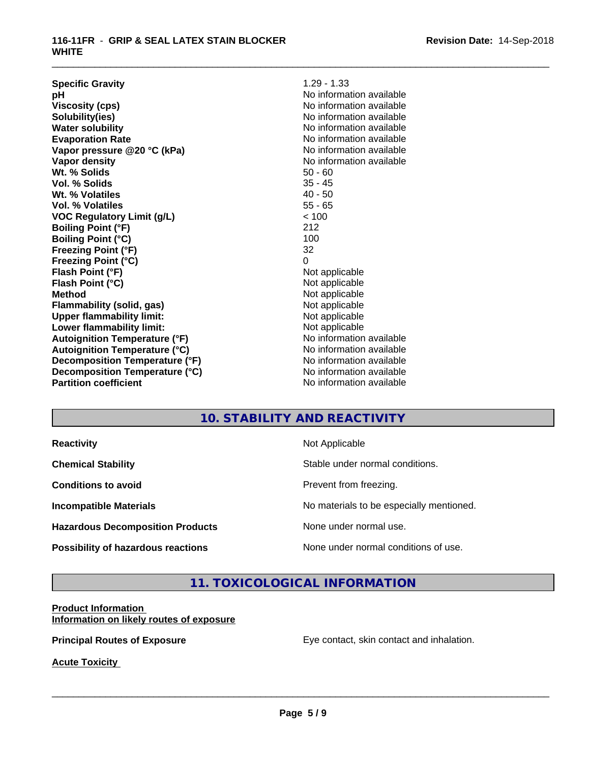| | |
|---|---|
| **Specific Gravity** | 1.29 - 1.33 |
| **pH** | No information available |
| **Viscosity (cps)** | No information available |
| **Solubility(ies)** | No information available |
| **Water solubility** | No information available |
| **Evaporation Rate** | No information available |
| **Vapor pressure @20 °C (kPa)** | No information available |
| **Vapor density** | No information available |
| **Wt. % Solids** | 50 - 60 |
| **Vol. % Solids** | 35 - 45 |
| **Wt. % Volatiles** | 40 - 50 |
| **Vol. % Volatiles** | 55 - 65 |
| **VOC Regulatory Limit (g/L)** | < 100 |
| **Boiling Point (°F)** | 212 |
| **Boiling Point (°C)** | 100 |
| **Freezing Point (°F)** | 32 |
| **Freezing Point (°C)** | 0 |
| **Flash Point (°F)** | Not applicable |
| **Flash Point (°C)** | Not applicable |
| **Method** | Not applicable |
| **Flammability (solid, gas)** | Not applicable |
| **Upper flammability limit:** | Not applicable |
| **Lower flammability limit:** | Not applicable |
| **Autoignition Temperature (°F)** | No information available |
| **Autoignition Temperature (°C)** | No information available |
| **Decomposition Temperature (°F)** | No information available |
| **Decomposition Temperature (°C)** | No information available |
| **Partition coefficient** | No information available |

# 10. STABILITY AND REACTIVITY

| | |
|---|---|
| **Reactivity** | Not Applicable |
| **Chemical Stability** | Stable under normal conditions. |
| **Conditions to avoid** | Prevent from freezing. |
| **Incompatible Materials** | No materials to be especially mentioned. |
| **Hazardous Decomposition Products** | None under normal use. |
| **Possibility of hazardous reactions** | None under normal conditions of use. |

# 11. TOXICOLOGICAL INFORMATION

**Product Information**
**Information on likely routes of exposure**

**Principal Routes of Exposure** Eye contact, skin contact and inhalation.

**Acute Toxicity**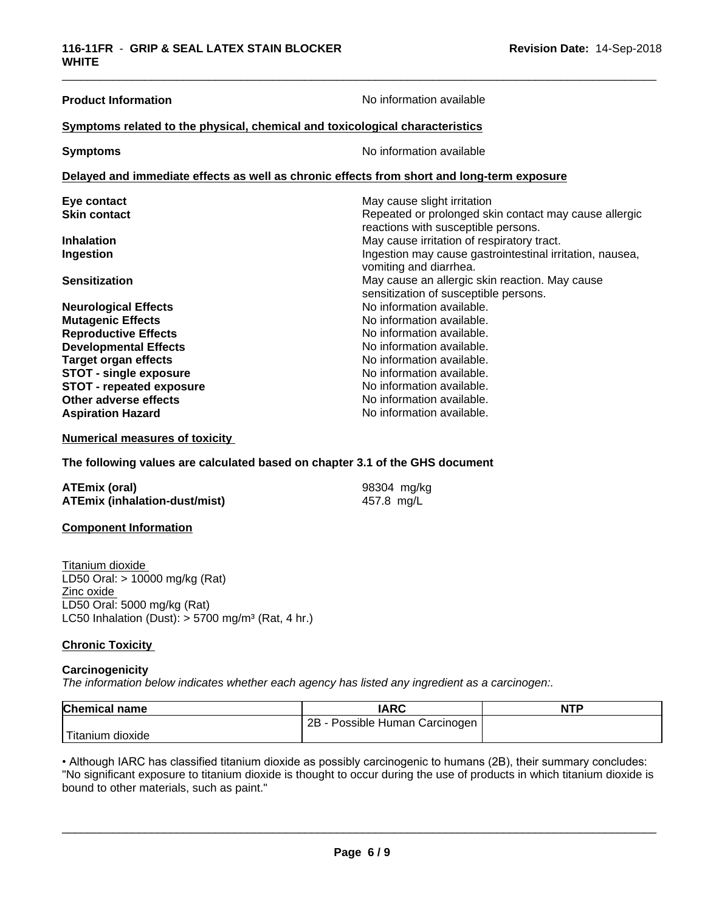**Product Information** No information available

**Symptoms related to the physical, chemical and toxicological characteristics**

**Symptoms** No information available

**Delayed and immediate effects as well as chronic effects from short and long-term exposure**

| | |
|---|---|
| **Eye contact** | May cause slight irritation |
| **Skin contact** | Repeated or prolonged skin contact may cause allergic reactions with susceptible persons. |
| **Inhalation** | May cause irritation of respiratory tract. |
| **Ingestion** | Ingestion may cause gastrointestinal irritation, nausea, vomiting and diarrhea. |
| **Sensitization** | May cause an allergic skin reaction. May cause sensitization of susceptible persons. |
| **Neurological Effects** | No information available. |
| **Mutagenic Effects** | No information available. |
| **Reproductive Effects** | No information available. |
| **Developmental Effects** | No information available. |
| **Target organ effects** | No information available. |
| **STOT - single exposure** | No information available. |
| **STOT - repeated exposure** | No information available. |
| **Other adverse effects** | No information available. |
| **Aspiration Hazard** | No information available. |

**Numerical measures of toxicity**

**The following values are calculated based on chapter 3.1 of the GHS document**

| | |
|---|---|
| **ATEmix (oral)** | 98304 mg/kg |
| **ATEmix (inhalation-dust/mist)** | 457.8 mg/L |

**Component Information**

Titanium dioxide
LD50 Oral: > 10000 mg/kg (Rat)
Zinc oxide
LD50 Oral: 5000 mg/kg (Rat)
LC50 Inhalation (Dust): > 5700 mg/m³ (Rat, 4 hr.)

**Chronic Toxicity**

**Carcinogenicity**
*The information below indicates whether each agency has listed any ingredient as a carcinogen:.*

| Chemical name | IARC | NTP |
|---|---|---|
| Titanium dioxide | 2B - Possible Human Carcinogen | |

• Although IARC has classified titanium dioxide as possibly carcinogenic to humans (2B), their summary concludes: "No significant exposure to titanium dioxide is thought to occur during the use of products in which titanium dioxide is bound to other materials, such as paint."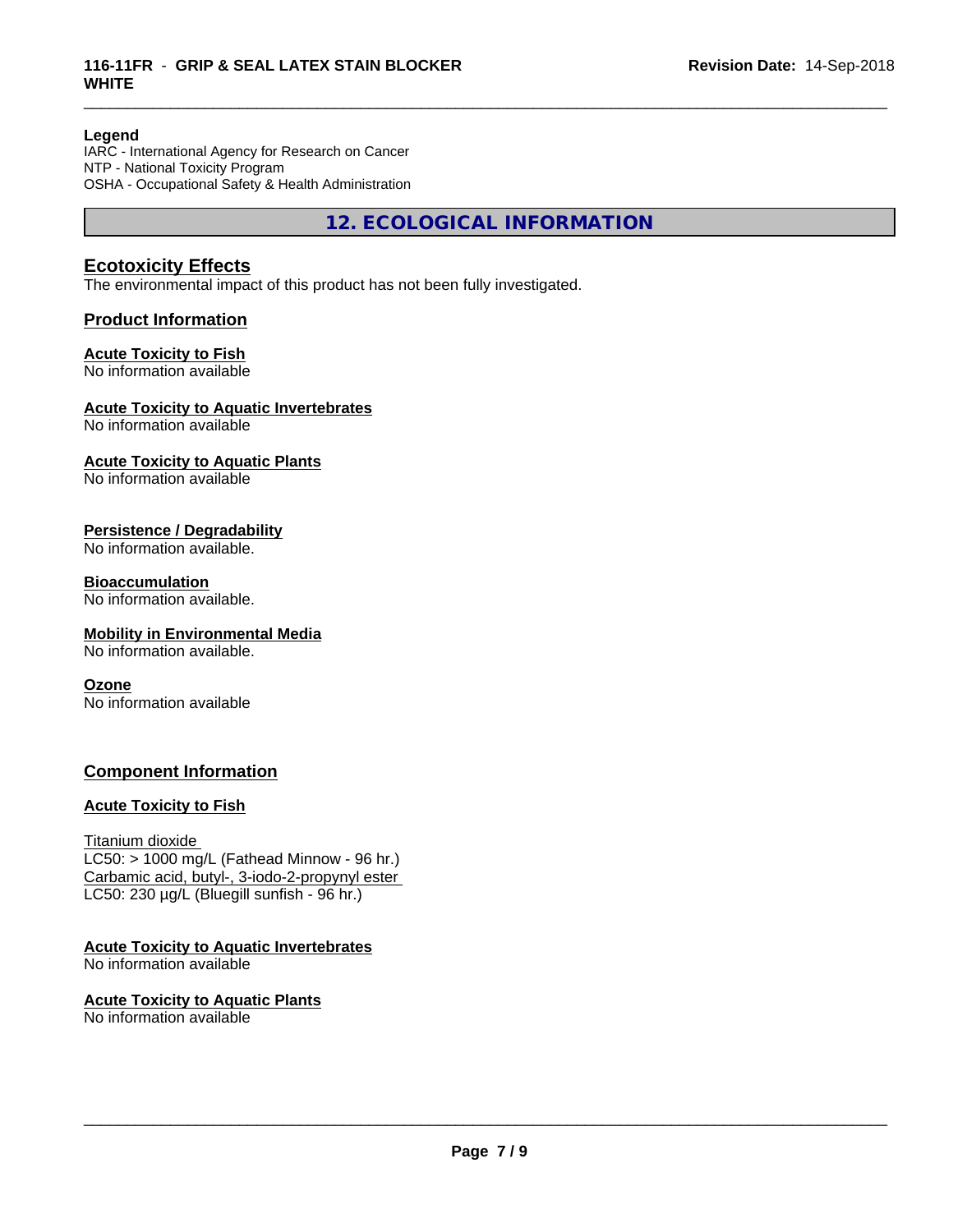**Legend**
IARC - International Agency for Research on Cancer
NTP - National Toxicity Program
OSHA - Occupational Safety & Health Administration

## 12. ECOLOGICAL INFORMATION

### Ecotoxicity Effects

The environmental impact of this product has not been fully investigated.

### Product Information

**Acute Toxicity to Fish**
No information available

**Acute Toxicity to Aquatic Invertebrates**
No information available

**Acute Toxicity to Aquatic Plants**
No information available

**Persistence / Degradability**
No information available.

**Bioaccumulation**
No information available.

**Mobility in Environmental Media**
No information available.

**Ozone**
No information available

### Component Information

**Acute Toxicity to Fish**

Titanium dioxide
LC50: > 1000 mg/L (Fathead Minnow - 96 hr.)
Carbamic acid, butyl-, 3-iodo-2-propynyl ester
LC50: 230 µg/L (Bluegill sunfish - 96 hr.)

**Acute Toxicity to Aquatic Invertebrates**
No information available

**Acute Toxicity to Aquatic Plants**
No information available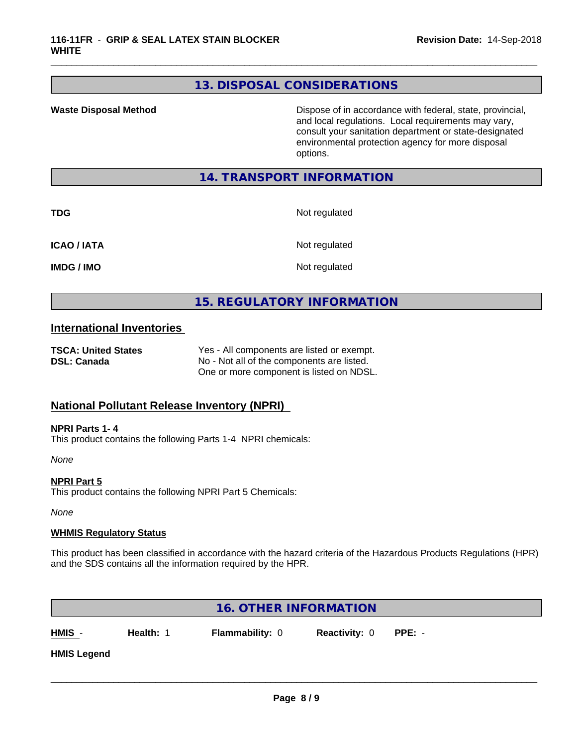## 13. DISPOSAL CONSIDERATIONS

| | |
|---|---|
| **Waste Disposal Method** | Dispose of in accordance with federal, state, provincial, and local regulations. Local requirements may vary, consult your sanitation department or state-designated environmental protection agency for more disposal options. |

## 14. TRANSPORT INFORMATION

| | |
|---|---|
| **TDG** | Not regulated |
| **ICAO / IATA** | Not regulated |
| **IMDG / IMO** | Not regulated |

## 15. REGULATORY INFORMATION

### International Inventories

| | |
|---|---|
| **TSCA: United States** | Yes - All components are listed or exempt. |
| **DSL: Canada** | No - Not all of the components are listed. One or more component is listed on NDSL. |

### National Pollutant Release Inventory (NPRI)

**NPRI Parts 1- 4**

This product contains the following Parts 1-4 NPRI chemicals:

*None*

**NPRI Part 5**

This product contains the following NPRI Part 5 Chemicals:

*None*

**WHMIS Regulatory Status**

This product has been classified in accordance with the hazard criteria of the Hazardous Products Regulations (HPR) and the SDS contains all the information required by the HPR.

## 16. OTHER INFORMATION

**HMIS** - **Health:** 1 **Flammability:** 0 **Reactivity:** 0 **PPE:** -

**HMIS Legend**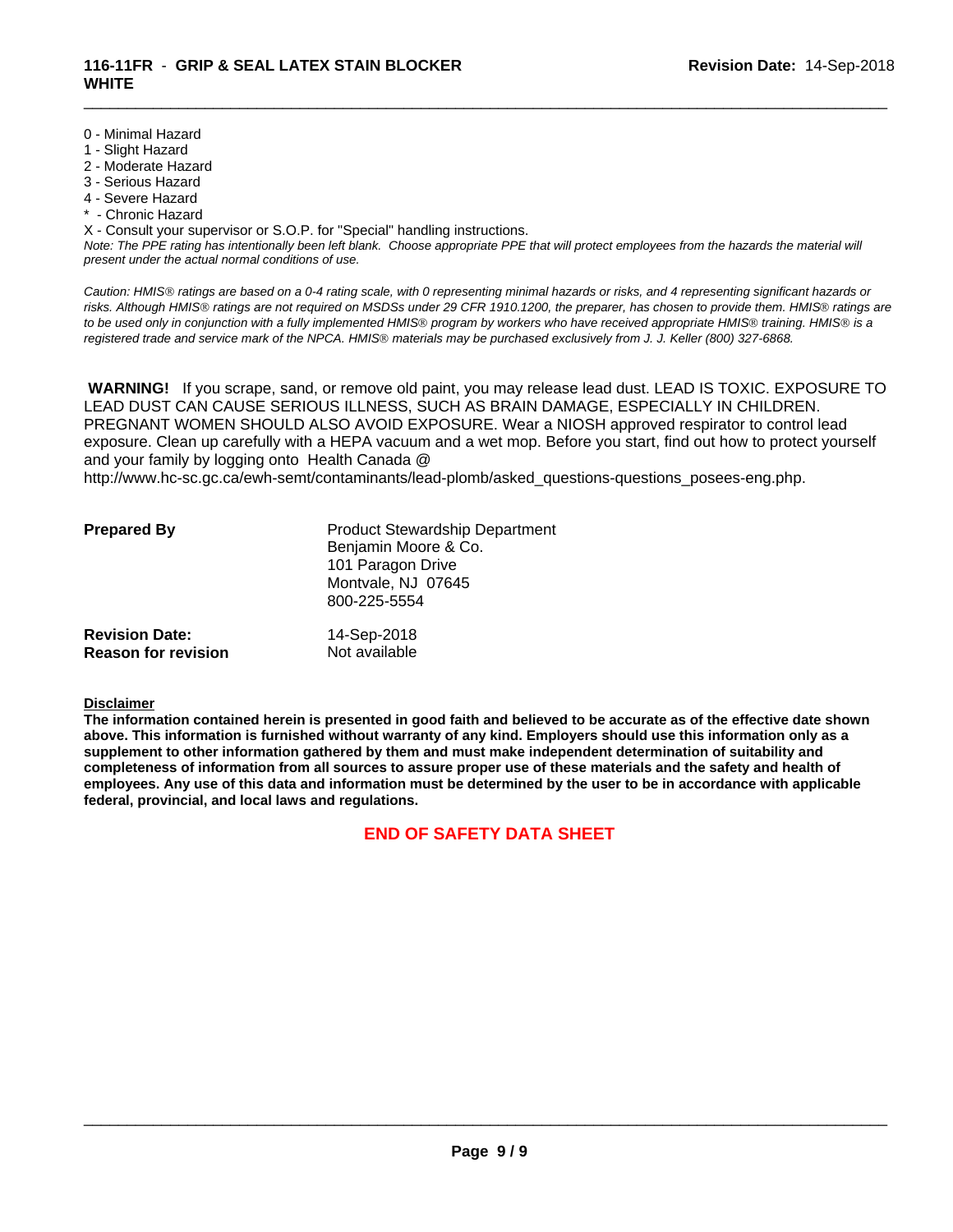0 - Minimal Hazard
1 - Slight Hazard
2 - Moderate Hazard
3 - Serious Hazard
4 - Severe Hazard
* - Chronic Hazard
X - Consult your supervisor or S.O.P. for "Special" handling instructions.

*Note: The PPE rating has intentionally been left blank. Choose appropriate PPE that will protect employees from the hazards the material will present under the actual normal conditions of use.*

*Caution: HMIS® ratings are based on a 0-4 rating scale, with 0 representing minimal hazards or risks, and 4 representing significant hazards or risks. Although HMIS® ratings are not required on MSDSs under 29 CFR 1910.1200, the preparer, has chosen to provide them. HMIS® ratings are to be used only in conjunction with a fully implemented HMIS® program by workers who have received appropriate HMIS® training. HMIS® is a registered trade and service mark of the NPCA. HMIS® materials may be purchased exclusively from J. J. Keller (800) 327-6868.*

**WARNING!** If you scrape, sand, or remove old paint, you may release lead dust. LEAD IS TOXIC. EXPOSURE TO LEAD DUST CAN CAUSE SERIOUS ILLNESS, SUCH AS BRAIN DAMAGE, ESPECIALLY IN CHILDREN. PREGNANT WOMEN SHOULD ALSO AVOID EXPOSURE. Wear a NIOSH approved respirator to control lead exposure. Clean up carefully with a HEPA vacuum and a wet mop. Before you start, find out how to protect yourself and your family by logging onto Health Canada @ http://www.hc-sc.gc.ca/ewh-semt/contaminants/lead-plomb/asked_questions-questions_posees-eng.php.

| | |
|---|---|
| **Prepared By** | Product Stewardship Department<br>Benjamin Moore & Co.<br>101 Paragon Drive<br>Montvale, NJ 07645<br>800-225-5554 |
| **Revision Date:** | 14-Sep-2018 |
| **Reason for revision** | Not available |

**Disclaimer**

**The information contained herein is presented in good faith and believed to be accurate as of the effective date shown above. This information is furnished without warranty of any kind. Employers should use this information only as a supplement to other information gathered by them and must make independent determination of suitability and completeness of information from all sources to assure proper use of these materials and the safety and health of employees. Any use of this data and information must be determined by the user to be in accordance with applicable federal, provincial, and local laws and regulations.**

**END OF SAFETY DATA SHEET**